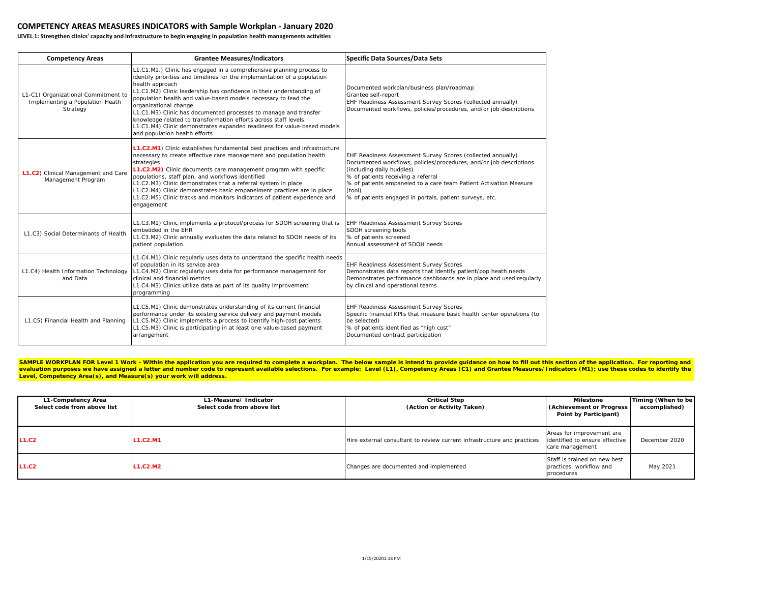# COMPETENCY AREAS MEASURES INDICATORS with Sample Workplan - January 2020

**LEVEL 1: Strengthen clinics' capacity and infrastructure to begin engaging in population health managements activities**

| Competency Areas | Grantee Measures/Indicators | Specific Data Sources/Data Sets |
|---|---|---|
| L1-C1) Organizational Commitment to Implementing a Population Heath Strategy | L1.C1.M1.) Clinic has engaged in a comprehensive planning process to identify priorities and timelines for the implementation of a population health approach<br>L1.C1.M2) Clinic leadership has confidence in their understanding of population health and value-based models necessary to lead the organizational change<br>L1.C1.M3) Clinic has documented processes to manage and transfer knowledge related to transformation efforts across staff levels<br>L1.C1.M4) Clinic demonstrates expanded readiness for value-based models and population health efforts | Documented workplan/business plan/roadmap<br>Grantee self-report<br>EHF Readiness Assessment Survey Scores (collected annually)<br>Documented workflows, policies/procedures, and/or job descriptions |
| **L1.C2**) Clinical Management and Care Management Program | **L1.C2.M1**) Clinic establishes fundamental best practices and infrastructure necessary to create effective care management and population health strategies<br>**L1.C2.M2)** Clinic documents care management program with specific populations, staff plan, and workflows identified<br>L1.C2.M3) Clinic demonstrates that a referral system in place<br>L1.C2.M4) Clinic demonstrates basic empanelment practices are in place<br>L1.C2.M5) Clinic tracks and monitors indicators of patient experience and engagement | EHF Readiness Assessment Survey Scores (collected annually)<br>Documented workflows, policies/procedures, and/or job descriptions (including daily huddles)<br>% of patients receiving a referral<br>% of patients empaneled to a care team Patient Activation Measure (tool)<br>% of patients engaged in portals, patient surveys, etc. |
| L1.C3) Social Determinants of Health | L1.C3.M1) Clinic implements a protocol/process for SDOH screening that is embedded in the EHR<br>L1.C3.M2) Clinic annually evaluates the data related to SDOH needs of its patient population. | EHF Readiness Assessment Survey Scores<br>SDOH screening tools<br>% of patients screened<br>Annual assessment of SDOH needs |
| L1.C4) Health Information Technology and Data | L1.C4.M1) Clinic regularly uses data to understand the specific health needs of population in its service area<br>L1.C4.M2) Clinic regularly uses data for performance management for clinical and financial metrics<br>L1.C4.M3) Clinics utilize data as part of its quality improvement programming | EHF Readiness Assessment Survey Scores<br>Demonstrates data reports that identify patient/pop heath needs<br>Demonstrates performance dashboards are in place and used regularly by clinical and operational teams |
| L1.C5) Financial Health and Planning | L1.C5.M1) Clinic demonstrates understanding of its current financial performance under its existing service delivery and payment models<br>L1.C5.M2) Clinic implements a process to identify high-cost patients<br>L1.C5.M3) Clinic is participating in at least one value-based payment arrangement | EHF Readiness Assessment Survey Scores<br>Specific financial KPIs that measure basic health center operations (to be selected)<br>% of patients identified as "high cost"<br>Documented contract participation |

**SAMPLE WORKPLAN FOR Level 1 Work - Within the application you are required to complete a workplan. The below sample is intend to provide guidance on how to fill out this section of the application. For reporting and evaluation purposes we have assigned a letter and number code to represent available selections. For example: Level (L1), Competency Areas (C1) and Grantee Measures/Indicators (M1); use these codes to identify the Level, Competency Area(s), and Measure(s) your work will address.**

| L1-Competency Area<br>Select code from above list | L1-Measure/ Indicator<br>Select code from above list | Critical Step<br>(Action or Activity Taken) | Milestone<br>(Achievement or Progress Point by Participant) | Timing (When to be accomplished) |
|---|---|---|---|---|
| **L1.C2** | **L1.C2.M1** | Hire external consultant to review current infrastructure and practices | Areas for improvement are identified to ensure effective care management | December 2020 |
| **L1.C2** | **L1.C2.M2** | Changes are documented and implemented | Staff is trained on new best practices, workflow and procedures | May 2021 |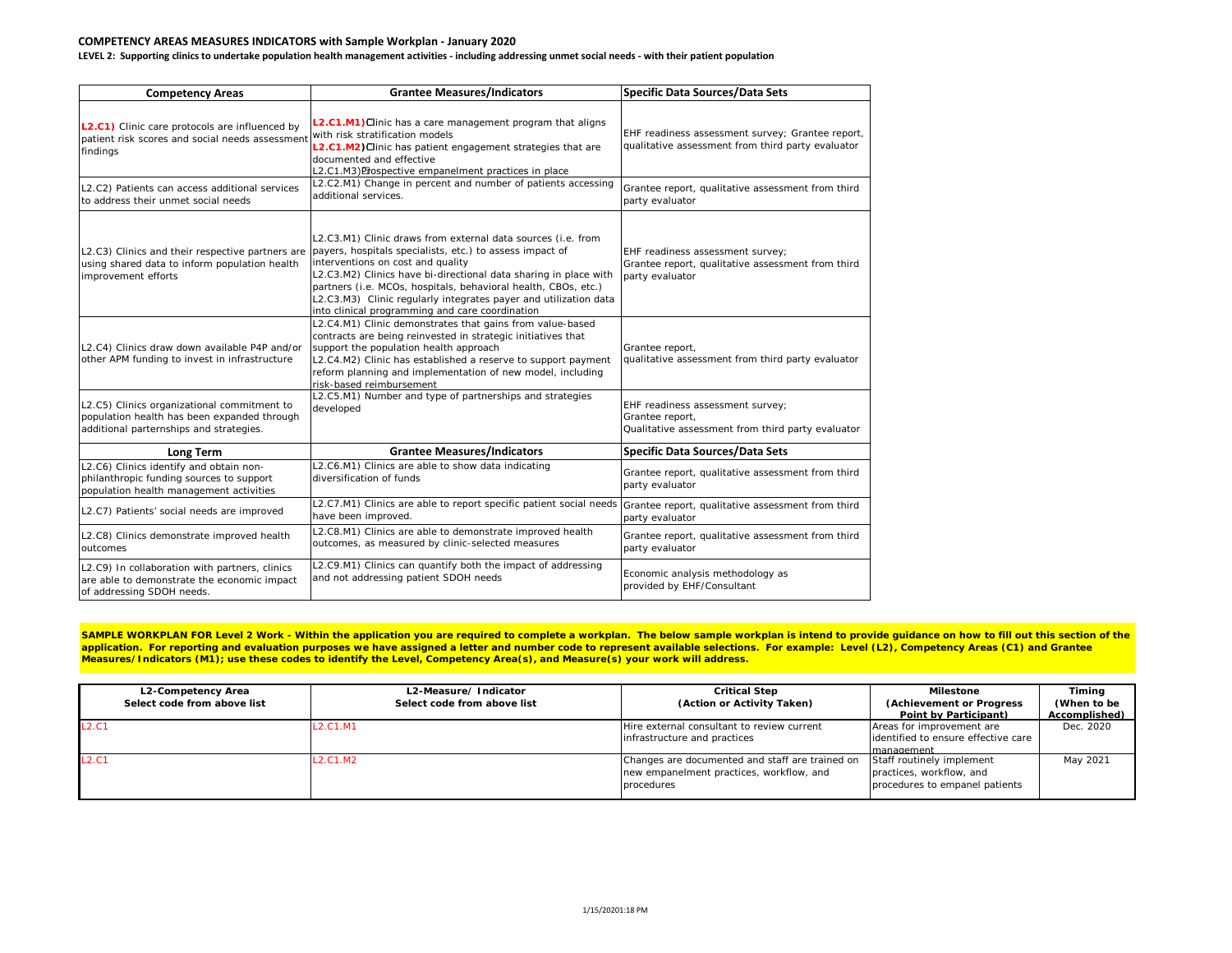**COMPETENCY AREAS MEASURES INDICATORS with Sample Workplan - January 2020**

**LEVEL 2: Supporting clinics to undertake population health management activities - including addressing unmet social needs - with their patient population**

| Competency Areas | Grantee Measures/Indicators | Specific Data Sources/Data Sets |
|---|---|---|
| **L2.C1)** Clinic care protocols are influenced by patient risk scores and social needs assessment findings | **L2.C1.M1)** Clinic has a care management program that aligns with risk stratification models<br>**L2.C1.M2)** Clinic has patient engagement strategies that are documented and effective<br>L2.C1.M3) Prospective empanelment practices in place | EHF readiness assessment survey; Grantee report, qualitative assessment from third party evaluator |
| L2.C2) Patients can access additional services to address their unmet social needs | L2.C2.M1) Change in percent and number of patients accessing additional services. | Grantee report, qualitative assessment from third party evaluator |
| L2.C3) Clinics and their respective partners are using shared data to inform population health improvement efforts | L2.C3.M1) Clinic draws from external data sources (i.e. from payers, hospitals specialists, etc.) to assess impact of interventions on cost and quality<br>L2.C3.M2) Clinics have bi-directional data sharing in place with partners (i.e. MCOs, hospitals, behavioral health, CBOs, etc.)<br>L2.C3.M3) Clinic regularly integrates payer and utilization data into clinical programming and care coordination | EHF readiness assessment survey;<br>Grantee report, qualitative assessment from third party evaluator |
| L2.C4) Clinics draw down available P4P and/or other APM funding to invest in infrastructure | L2.C4.M1) Clinic demonstrates that gains from value-based contracts are being reinvested in strategic initiatives that support the population health approach<br>L2.C4.M2) Clinic has established a reserve to support payment reform planning and implementation of new model, including risk-based reimbursement | Grantee report,<br>qualitative assessment from third party evaluator |
| L2.C5) Clinics organizational commitment to population health has been expanded through additional parternships and strategies. | L2.C5.M1) Number and type of partnerships and strategies developed | EHF readiness assessment survey;<br>Grantee report,<br>Qualitative assessment from third party evaluator |
| **Long Term** | **Grantee Measures/Indicators** | **Specific Data Sources/Data Sets** |
| L2.C6) Clinics identify and obtain non-philanthropic funding sources to support population health management activities | L2.C6.M1) Clinics are able to show data indicating diversification of funds | Grantee report, qualitative assessment from third party evaluator |
| L2.C7) Patients' social needs are improved | L2.C7.M1) Clinics are able to report specific patient social needs have been improved. | Grantee report, qualitative assessment from third party evaluator |
| L2.C8) Clinics demonstrate improved health outcomes | L2.C8.M1) Clinics are able to demonstrate improved health outcomes, as measured by clinic-selected measures | Grantee report, qualitative assessment from third party evaluator |
| L2.C9) In collaboration with partners, clinics are able to demonstrate the economic impact of addressing SDOH needs. | L2.C9.M1) Clinics can quantify both the impact of addressing and not addressing patient SDOH needs | Economic analysis methodology as provided by EHF/Consultant |

**SAMPLE WORKPLAN FOR Level 2 Work - Within the application you are required to complete a workplan. The below sample workplan is intend to provide guidance on how to fill out this section of the application. For reporting and evaluation purposes we have assigned a letter and number code to represent available selections. For example: Level (L2), Competency Areas (C1) and Grantee Measures/Indicators (M1); use these codes to identify the Level, Competency Area(s), and Measure(s) your work will address.**

| L2-Competency Area<br>Select code from above list | L2-Measure/ Indicator<br>Select code from above list | Critical Step<br>(Action or Activity Taken) | Milestone<br>(Achievement or Progress Point by Participant) | Timing<br>(When to be Accomplished) |
|---|---|---|---|---|
| L2.C1 | L2.C1.M1 | Hire external consultant to review current infrastructure and practices | Areas for improvement are identified to ensure effective care management | Dec. 2020 |
| L2.C1 | L2.C1.M2 | Changes are documented and staff are trained on new empanelment practices, workflow, and procedures | Staff routinely implement practices, workflow, and procedures to empanel patients | May 2021 |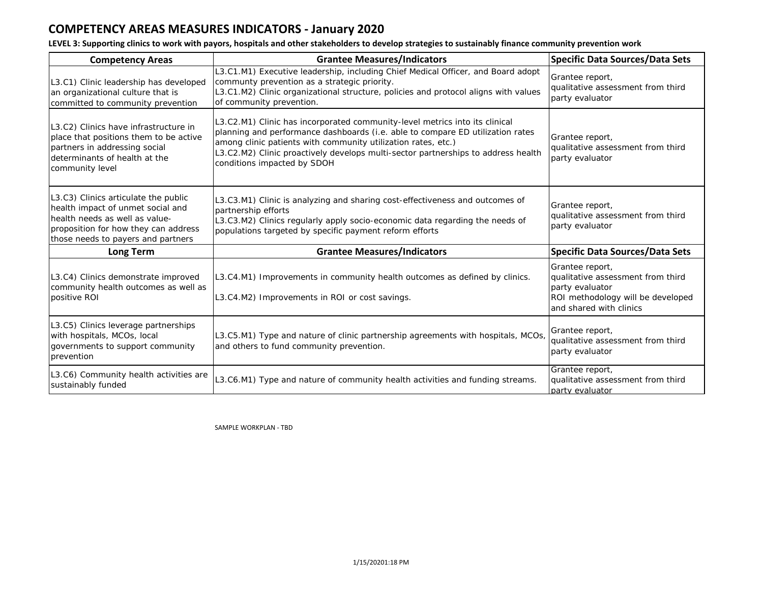# COMPETENCY AREAS MEASURES INDICATORS - January 2020

**LEVEL 3: Supporting clinics to work with payors, hospitals and other stakeholders to develop strategies to sustainably finance community prevention work**

| Competency Areas | Grantee Measures/Indicators | Specific Data Sources/Data Sets |
|---|---|---|
| L3.C1) Clinic leadership has developed an organizational culture that is committed to community prevention | L3.C1.M1) Executive leadership, including Chief Medical Officer, and Board adopt communty prevention as a strategic priority.<br>L3.C1.M2) Clinic organizational structure, policies and protocol aligns with values of community prevention. | Grantee report,<br>qualitative assessment from third party evaluator |
| L3.C2) Clinics have infrastructure in place that positions them to be active partners in addressing social determinants of health at the community level | L3.C2.M1) Clinic has incorporated community-level metrics into its clinical planning and performance dashboards (i.e. able to compare ED utilization rates among clinic patients with community utilization rates, etc.)<br>L3.C2.M2) Clinic proactively develops multi-sector partnerships to address health conditions impacted by SDOH | Grantee report,<br>qualitative assessment from third party evaluator |
| L3.C3) Clinics articulate the public health impact of unmet social and health needs as well as value-proposition for how they can address those needs to payers and partners | L3.C3.M1) Clinic is analyzing and sharing cost-effectiveness and outcomes of partnership efforts<br>L3.C3.M2) Clinics regularly apply socio-economic data regarding the needs of populations targeted by specific payment reform efforts | Grantee report,<br>qualitative assessment from third party evaluator |
| **Long Term** | **Grantee Measures/Indicators** | **Specific Data Sources/Data Sets** |
| L3.C4) Clinics demonstrate improved community health outcomes as well as positive ROI | L3.C4.M1) Improvements in community health outcomes as defined by clinics.<br><br>L3.C4.M2) Improvements in ROI or cost savings. | Grantee report,<br>qualitative assessment from third party evaluator<br>ROI methodology will be developed and shared with clinics |
| L3.C5) Clinics leverage partnerships with hospitals, MCOs, local governments to support community prevention | L3.C5.M1) Type and nature of clinic partnership agreements with hospitals, MCOs, and others to fund community prevention. | Grantee report,<br>qualitative assessment from third party evaluator |
| L3.C6) Community health activities are sustainably funded | L3.C6.M1) Type and nature of community health activities and funding streams. | Grantee report,<br>qualitative assessment from third party evaluator |

SAMPLE WORKPLAN - TBD